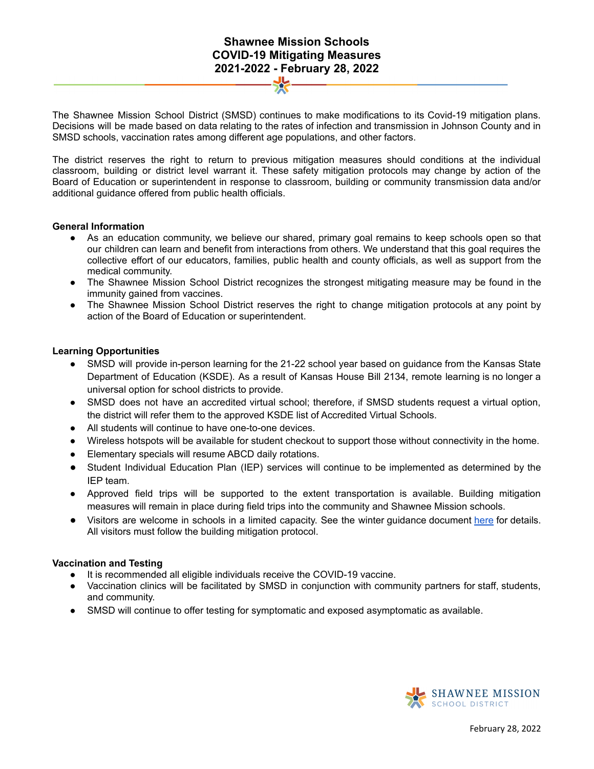# Shawnee Mission Schools
# COVID-19 Mitigating Measures
# 2021-2022 - February 28, 2022

The Shawnee Mission School District (SMSD) continues to make modifications to its Covid-19 mitigation plans. Decisions will be made based on data relating to the rates of infection and transmission in Johnson County and in SMSD schools, vaccination rates among different age populations, and other factors.

The district reserves the right to return to previous mitigation measures should conditions at the individual classroom, building or district level warrant it. These safety mitigation protocols may change by action of the Board of Education or superintendent in response to classroom, building or community transmission data and/or additional guidance offered from public health officials.

**General Information**

- As an education community, we believe our shared, primary goal remains to keep schools open so that our children can learn and benefit from interactions from others. We understand that this goal requires the collective effort of our educators, families, public health and county officials, as well as support from the medical community.
- The Shawnee Mission School District recognizes the strongest mitigating measure may be found in the immunity gained from vaccines.
- The Shawnee Mission School District reserves the right to change mitigation protocols at any point by action of the Board of Education or superintendent.

**Learning Opportunities**

- SMSD will provide in-person learning for the 21-22 school year based on guidance from the Kansas State Department of Education (KSDE). As a result of Kansas House Bill 2134, remote learning is no longer a universal option for school districts to provide.
- SMSD does not have an accredited virtual school; therefore, if SMSD students request a virtual option, the district will refer them to the approved KSDE list of Accredited Virtual Schools.
- All students will continue to have one-to-one devices.
- Wireless hotspots will be available for student checkout to support those without connectivity in the home.
- Elementary specials will resume ABCD daily rotations.
- Student Individual Education Plan (IEP) services will continue to be implemented as determined by the IEP team.
- Approved field trips will be supported to the extent transportation is available. Building mitigation measures will remain in place during field trips into the community and Shawnee Mission schools.
- Visitors are welcome in schools in a limited capacity. See the winter guidance document here for details. All visitors must follow the building mitigation protocol.

**Vaccination and Testing**

- It is recommended all eligible individuals receive the COVID-19 vaccine.
- Vaccination clinics will be facilitated by SMSD in conjunction with community partners for staff, students, and community.
- SMSD will continue to offer testing for symptomatic and exposed asymptomatic as available.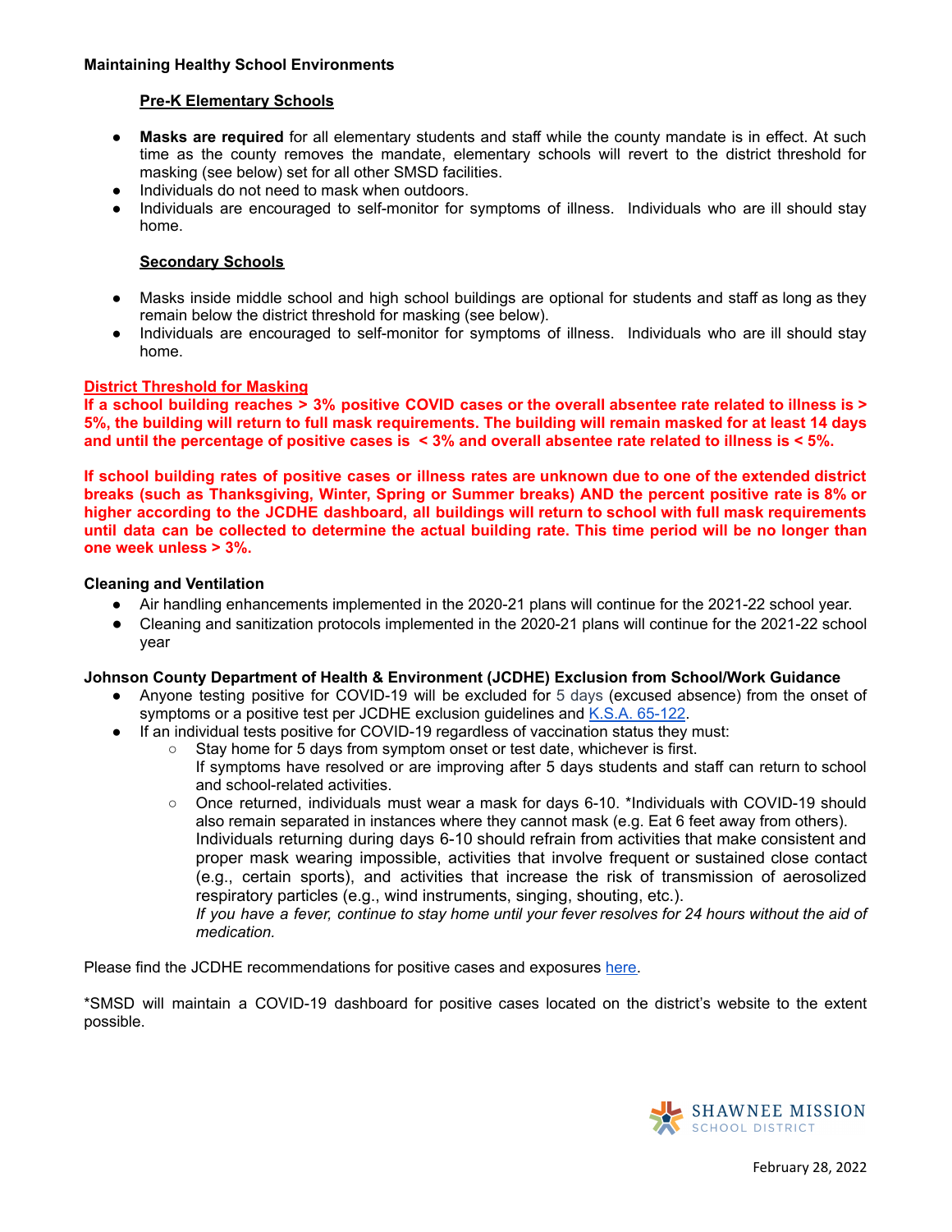**Maintaining Healthy School Environments**

**Pre-K Elementary Schools**

- **Masks are required** for all elementary students and staff while the county mandate is in effect. At such time as the county removes the mandate, elementary schools will revert to the district threshold for masking (see below) set for all other SMSD facilities.
- Individuals do not need to mask when outdoors.
- Individuals are encouraged to self-monitor for symptoms of illness. Individuals who are ill should stay home.

**Secondary Schools**

- Masks inside middle school and high school buildings are optional for students and staff as long as they remain below the district threshold for masking (see below).
- Individuals are encouraged to self-monitor for symptoms of illness. Individuals who are ill should stay home.

**District Threshold for Masking**

**If a school building reaches > 3% positive COVID cases or the overall absentee rate related to illness is > 5%, the building will return to full mask requirements. The building will remain masked for at least 14 days and until the percentage of positive cases is < 3% and overall absentee rate related to illness is < 5%.**

**If school building rates of positive cases or illness rates are unknown due to one of the extended district breaks (such as Thanksgiving, Winter, Spring or Summer breaks) AND the percent positive rate is 8% or higher according to the JCDHE dashboard, all buildings will return to school with full mask requirements until data can be collected to determine the actual building rate. This time period will be no longer than one week unless > 3%.**

**Cleaning and Ventilation**

- Air handling enhancements implemented in the 2020-21 plans will continue for the 2021-22 school year.
- Cleaning and sanitization protocols implemented in the 2020-21 plans will continue for the 2021-22 school year

**Johnson County Department of Health & Environment (JCDHE) Exclusion from School/Work Guidance**

- Anyone testing positive for COVID-19 will be excluded for 5 days (excused absence) from the onset of symptoms or a positive test per JCDHE exclusion guidelines and [K.S.A. 65-122](K.S.A.%2065-122).
- If an individual tests positive for COVID-19 regardless of vaccination status they must:
  - Stay home for 5 days from symptom onset or test date, whichever is first.
    If symptoms have resolved or are improving after 5 days students and staff can return to school and school-related activities.
  - Once returned, individuals must wear a mask for days 6-10. *Individuals with COVID-19 should also remain separated in instances where they cannot mask (e.g. Eat 6 feet away from others).
    Individuals returning during days 6-10 should refrain from activities that make consistent and proper mask wearing impossible, activities that involve frequent or sustained close contact (e.g., certain sports), and activities that increase the risk of transmission of aerosolized respiratory particles (e.g., wind instruments, singing, shouting, etc.).
    *If you have a fever, continue to stay home until your fever resolves for 24 hours without the aid of medication.*

Please find the JCDHE recommendations for positive cases and exposures [here](here).

*SMSD will maintain a COVID-19 dashboard for positive cases located on the district's website to the extent possible.

February 28, 2022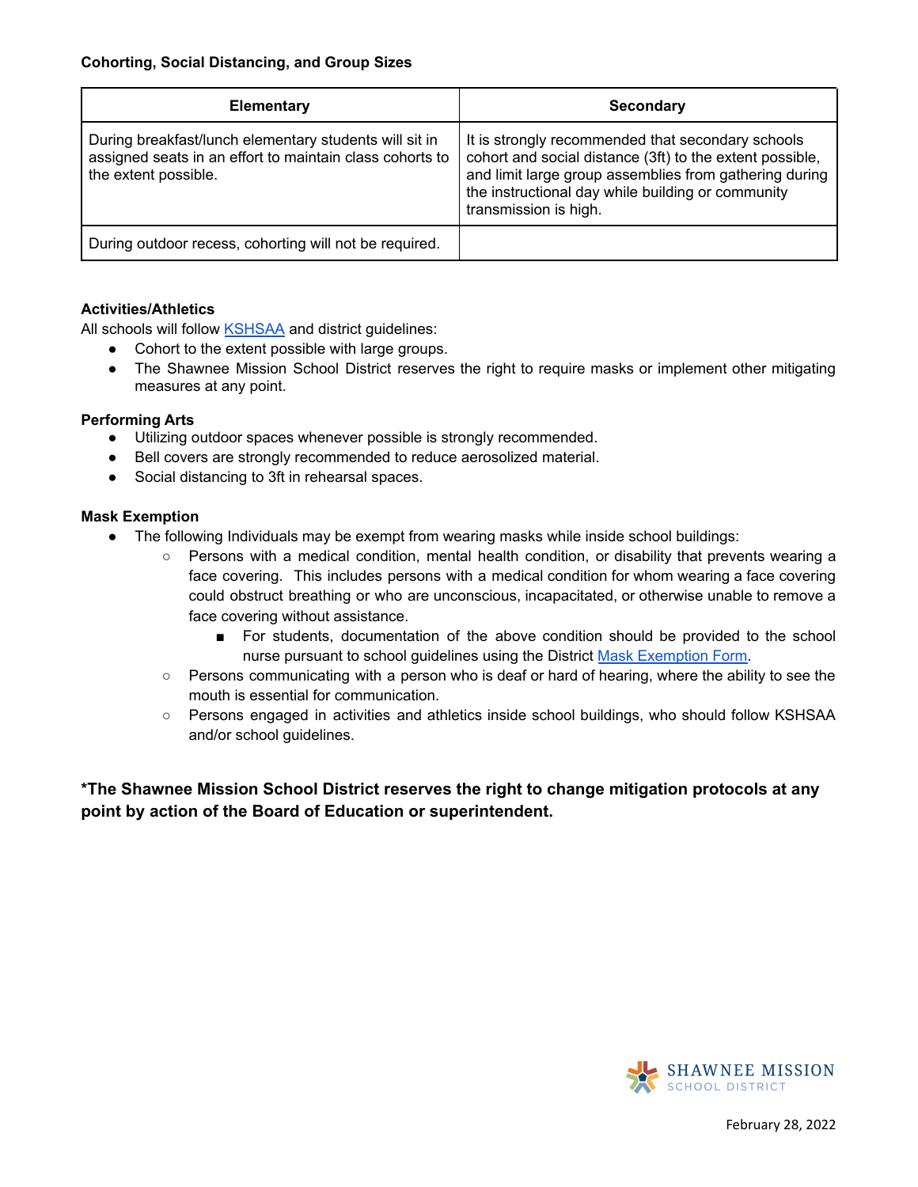**Cohorting, Social Distancing, and Group Sizes**

| Elementary | Secondary |
| --- | --- |
| During breakfast/lunch elementary students will sit in assigned seats in an effort to maintain class cohorts to the extent possible. | It is strongly recommended that secondary schools cohort and social distance (3ft) to the extent possible, and limit large group assemblies from gathering during the instructional day while building or community transmission is high. |
| During outdoor recess, cohorting will not be required. | |

**Activities/Athletics**

All schools will follow KSHSAA and district guidelines:

- Cohort to the extent possible with large groups.
- The Shawnee Mission School District reserves the right to require masks or implement other mitigating measures at any point.

**Performing Arts**

- Utilizing outdoor spaces whenever possible is strongly recommended.
- Bell covers are strongly recommended to reduce aerosolized material.
- Social distancing to 3ft in rehearsal spaces.

**Mask Exemption**

- The following Individuals may be exempt from wearing masks while inside school buildings:
  - Persons with a medical condition, mental health condition, or disability that prevents wearing a face covering. This includes persons with a medical condition for whom wearing a face covering could obstruct breathing or who are unconscious, incapacitated, or otherwise unable to remove a face covering without assistance.
    - For students, documentation of the above condition should be provided to the school nurse pursuant to school guidelines using the District Mask Exemption Form.
  - Persons communicating with a person who is deaf or hard of hearing, where the ability to see the mouth is essential for communication.
  - Persons engaged in activities and athletics inside school buildings, who should follow KSHSAA and/or school guidelines.

**\*The Shawnee Mission School District reserves the right to change mitigation protocols at any point by action of the Board of Education or superintendent.**

SHAWNEE MISSION SCHOOL DISTRICT

February 28, 2022